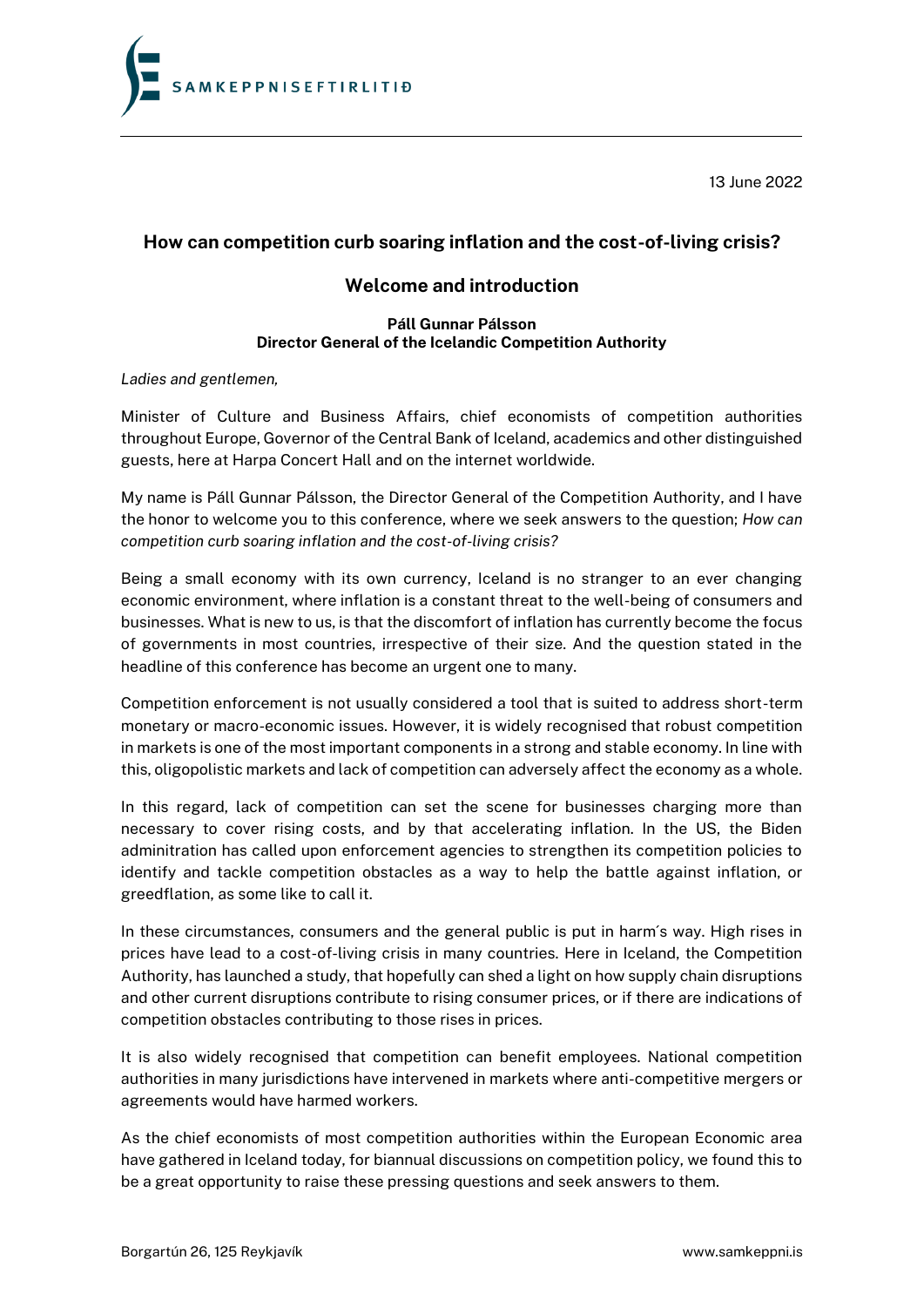13 June 2022

## How can competition curb soaring inflation and the cost-of-living crisis?

## Welcome and introduction

**Páll Gunnar Pálsson**
**Director General of the Icelandic Competition Authority**

*Ladies and gentlemen,*

Minister of Culture and Business Affairs, chief economists of competition authorities throughout Europe, Governor of the Central Bank of Iceland, academics and other distinguished guests, here at Harpa Concert Hall and on the internet worldwide.

My name is Páll Gunnar Pálsson, the Director General of the Competition Authority, and I have the honor to welcome you to this conference, where we seek answers to the question; *How can competition curb soaring inflation and the cost-of-living crisis?*

Being a small economy with its own currency, Iceland is no stranger to an ever changing economic environment, where inflation is a constant threat to the well-being of consumers and businesses. What is new to us, is that the discomfort of inflation has currently become the focus of governments in most countries, irrespective of their size. And the question stated in the headline of this conference has become an urgent one to many.

Competition enforcement is not usually considered a tool that is suited to address short-term monetary or macro-economic issues. However, it is widely recognised that robust competition in markets is one of the most important components in a strong and stable economy. In line with this, oligopolistic markets and lack of competition can adversely affect the economy as a whole.

In this regard, lack of competition can set the scene for businesses charging more than necessary to cover rising costs, and by that accelerating inflation. In the US, the Biden adminitration has called upon enforcement agencies to strengthen its competition policies to identify and tackle competition obstacles as a way to help the battle against inflation, or greedflation, as some like to call it.

In these circumstances, consumers and the general public is put in harm´s way. High rises in prices have lead to a cost-of-living crisis in many countries. Here in Iceland, the Competition Authority, has launched a study, that hopefully can shed a light on how supply chain disruptions and other current disruptions contribute to rising consumer prices, or if there are indications of competition obstacles contributing to those rises in prices.

It is also widely recognised that competition can benefit employees. National competition authorities in many jurisdictions have intervened in markets where anti-competitive mergers or agreements would have harmed workers.

As the chief economists of most competition authorities within the European Economic area have gathered in Iceland today, for biannual discussions on competition policy, we found this to be a great opportunity to raise these pressing questions and seek answers to them.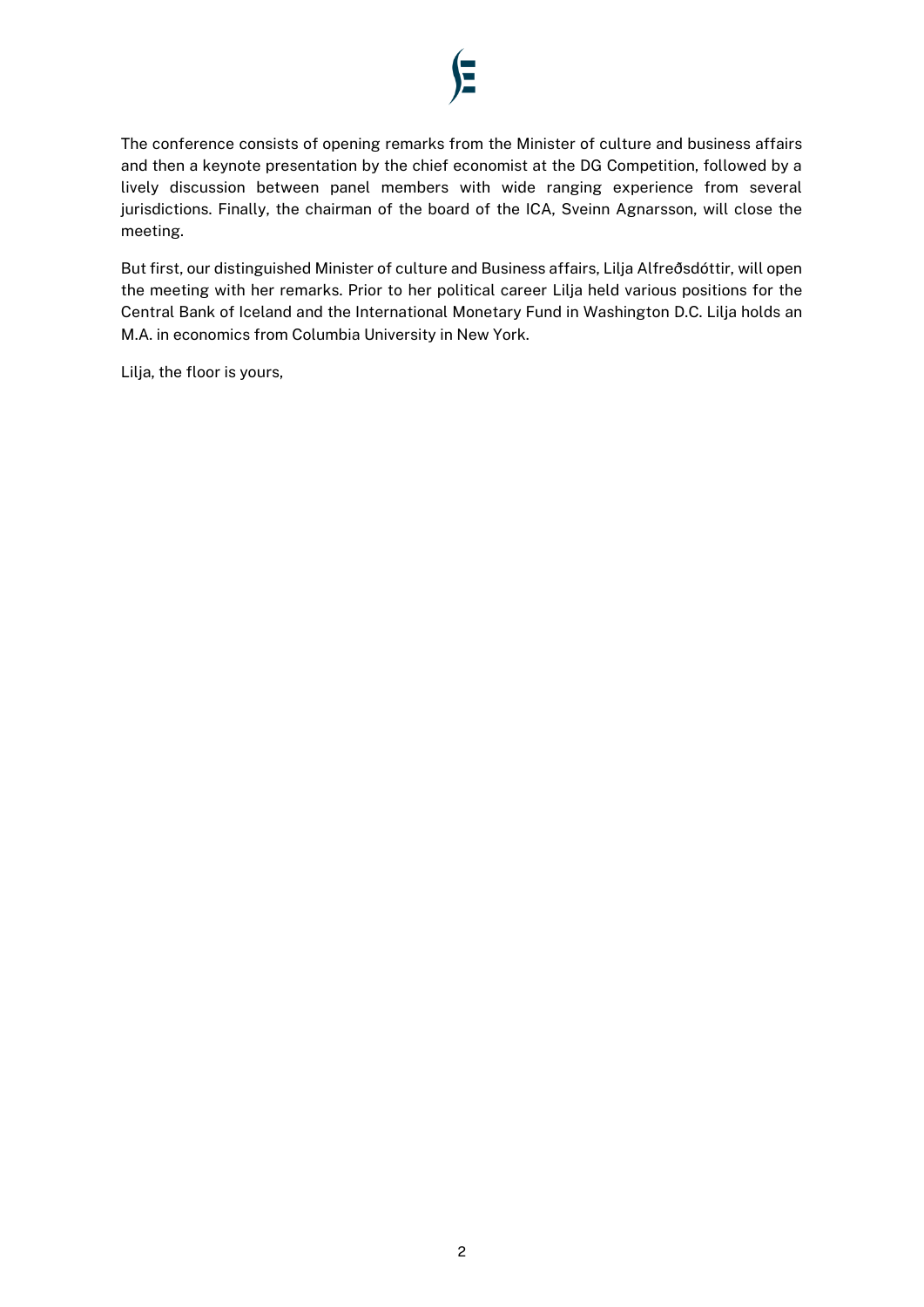The conference consists of opening remarks from the Minister of culture and business affairs and then a keynote presentation by the chief economist at the DG Competition, followed by a lively discussion between panel members with wide ranging experience from several jurisdictions. Finally, the chairman of the board of the ICA, Sveinn Agnarsson, will close the meeting.

But first, our distinguished Minister of culture and Business affairs, Lilja Alfreðsdóttir, will open the meeting with her remarks. Prior to her political career Lilja held various positions for the Central Bank of Iceland and the International Monetary Fund in Washington D.C. Lilja holds an M.A. in economics from Columbia University in New York.

Lilja, the floor is yours,